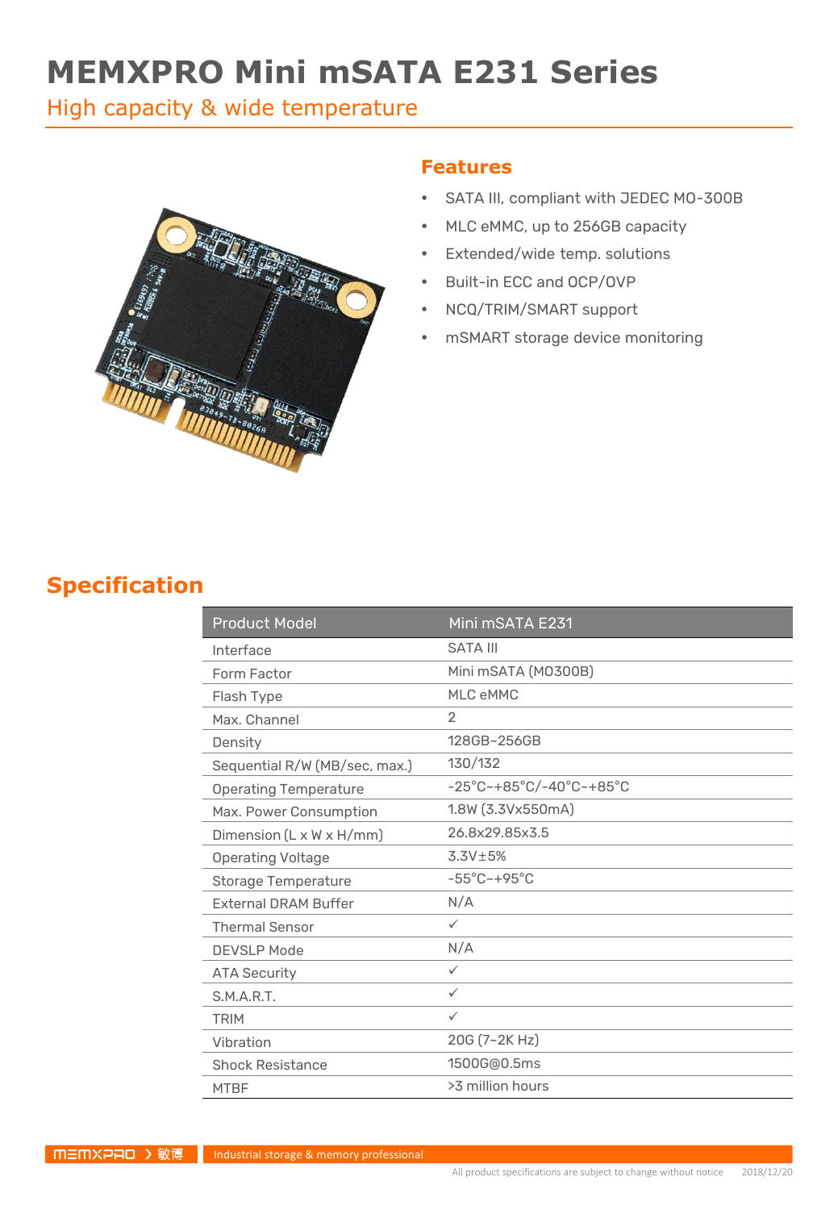# MEMXPRO Mini mSATA E231 Series

## High capacity & wide temperature

## Features

- SATA III, compliant with JEDEC MO-300B
- MLC eMMC, up to 256GB capacity
- Extended/wide temp. solutions
- Built-in ECC and OCP/OVP
- NCQ/TRIM/SMART support
- mSMART storage device monitoring

## Specification

| Product Model | Mini mSATA E231 |
|---|---|
| Interface | SATA III |
| Form Factor | Mini mSATA (MO300B) |
| Flash Type | MLC eMMC |
| Max. Channel | 2 |
| Density | 128GB~256GB |
| Sequential R/W (MB/sec, max.) | 130/132 |
| Operating Temperature | -25°C~+85°C/-40°C~+85°C |
| Max. Power Consumption | 1.8W (3.3Vx550mA) |
| Dimension (L x W x H/mm) | 26.8x29.85x3.5 |
| Operating Voltage | 3.3V±5% |
| Storage Temperature | -55°C~+95°C |
| External DRAM Buffer | N/A |
| Thermal Sensor | ✓ |
| DEVSLP Mode | N/A |
| ATA Security | ✓ |
| S.M.A.R.T. | ✓ |
| TRIM | ✓ |
| Vibration | 20G (7~2K Hz) |
| Shock Resistance | 1500G@0.5ms |
| MTBF | >3 million hours |

MEMXPRO 敏博 Industrial storage & memory professional

All product specifications are subject to change without notice 2018/12/20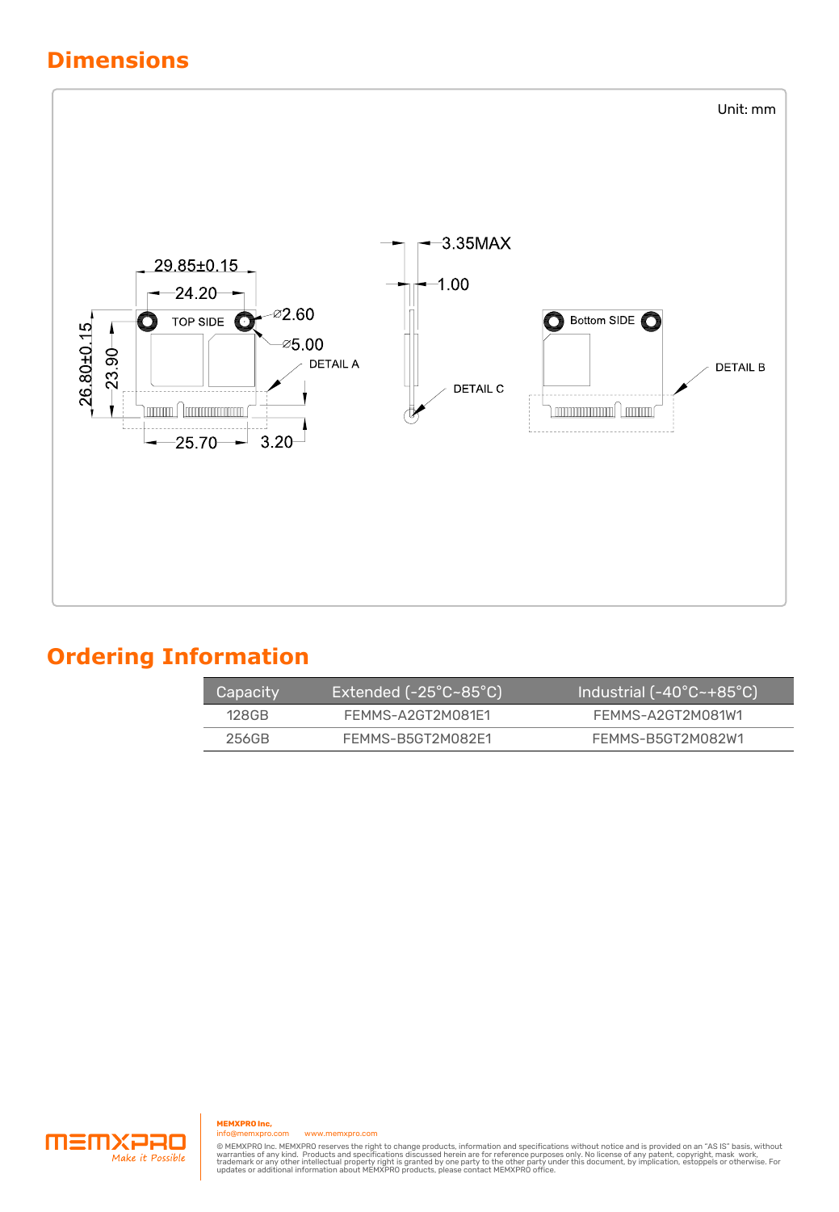## Dimensions

Unit: mm

29.85±0.15
24.20
TOP SIDE
⌀2.60
⌀5.00
DETAIL A
26.80±0.15
23.90
25.70
3.20
3.35MAX
1.00
DETAIL C
Bottom SIDE
DETAIL B

## Ordering Information

| Capacity | Extended (-25°C~85°C) | Industrial (-40°C~+85°C) |
|---|---|---|
| 128GB | FEMMS-A2GT2M081E1 | FEMMS-A2GT2M081W1 |
| 256GB | FEMMS-B5GT2M082E1 | FEMMS-B5GT2M082W1 |

MEMXPRO
Make it Possible

**MEMXPRO Inc.**
info@memxpro.com www.memxpro.com

© MEMXPRO Inc. MEMXPRO reserves the right to change products, information and specifications without notice and is provided on an "AS IS" basis, without warranties of any kind. Products and specifications discussed herein are for reference purposes only. No license of any patent, copyright, mask work, trademark or any other intellectual property right is granted by one party to the other party under this document, by implication, estoppels or otherwise. For updates or additional information about MEMXPRO products, please contact MEMXPRO office.